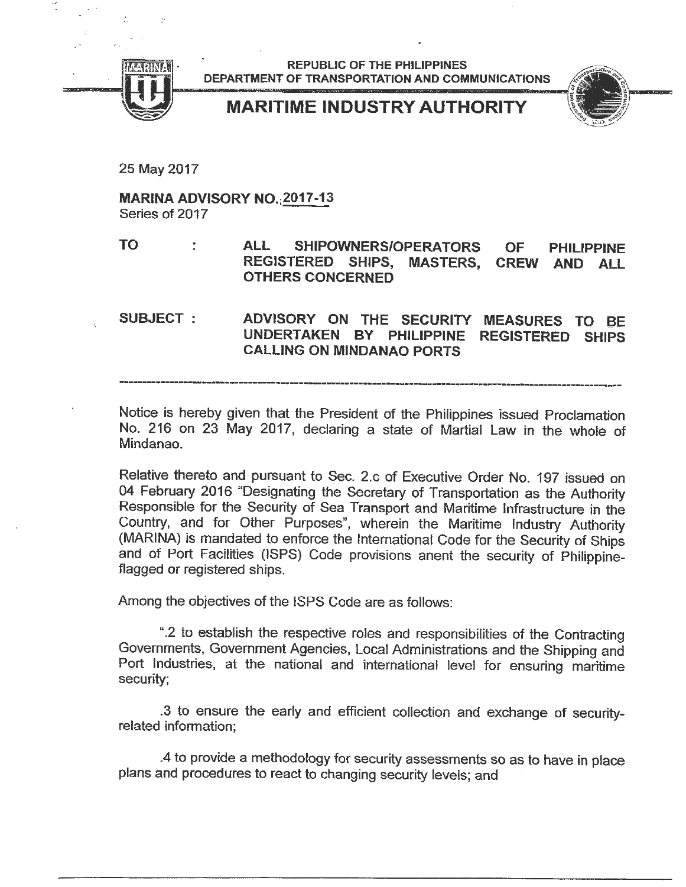REPUBLIC OF THE PHILIPPINES
DEPARTMENT OF TRANSPORTATION AND COMMUNICATIONS

# MARITIME INDUSTRY AUTHORITY

25 May 2017

**MARINA ADVISORY NO. 2017-13**
Series of 2017

**TO : ALL SHIPOWNERS/OPERATORS OF PHILIPPINE REGISTERED SHIPS, MASTERS, CREW AND ALL OTHERS CONCERNED**

**SUBJECT : ADVISORY ON THE SECURITY MEASURES TO BE UNDERTAKEN BY PHILIPPINE REGISTERED SHIPS CALLING ON MINDANAO PORTS**

---

Notice is hereby given that the President of the Philippines issued Proclamation No. 216 on 23 May 2017, declaring a state of Martial Law in the whole of Mindanao.

Relative thereto and pursuant to Sec. 2.c of Executive Order No. 197 issued on 04 February 2016 "Designating the Secretary of Transportation as the Authority Responsible for the Security of Sea Transport and Maritime Infrastructure in the Country, and for Other Purposes", wherein the Maritime Industry Authority (MARINA) is mandated to enforce the International Code for the Security of Ships and of Port Facilities (ISPS) Code provisions anent the security of Philippine-flagged or registered ships.

Among the objectives of the ISPS Code are as follows:

".2 to establish the respective roles and responsibilities of the Contracting Governments, Government Agencies, Local Administrations and the Shipping and Port Industries, at the national and international level for ensuring maritime security;

.3 to ensure the early and efficient collection and exchange of security-related information;

.4 to provide a methodology for security assessments so as to have in place plans and procedures to react to changing security levels; and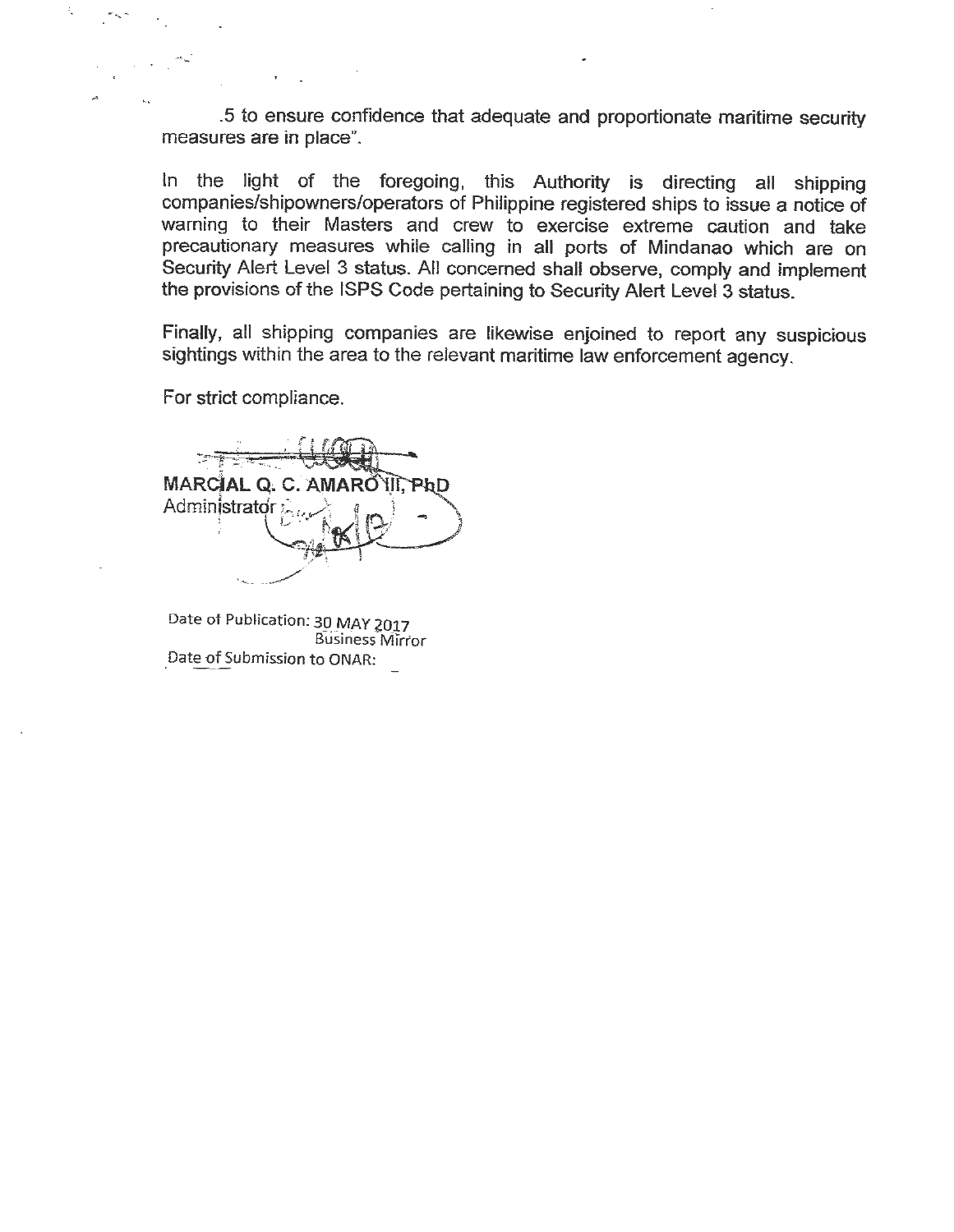.5 to ensure confidence that adequate and proportionate maritime security measures are in place".

In the light of the foregoing, this Authority is directing all shipping companies/shipowners/operators of Philippine registered ships to issue a notice of warning to their Masters and crew to exercise extreme caution and take precautionary measures while calling in all ports of Mindanao which are on Security Alert Level 3 status. All concerned shall observe, comply and implement the provisions of the ISPS Code pertaining to Security Alert Level 3 status.

Finally, all shipping companies are likewise enjoined to report any suspicious sightings within the area to the relevant maritime law enforcement agency.

For strict compliance.

**MARCIAL Q. C. AMARO III, PhD**
Administrator

Date of Publication: 30 MAY 2017
Business Mirror
Date of Submission to ONAR: